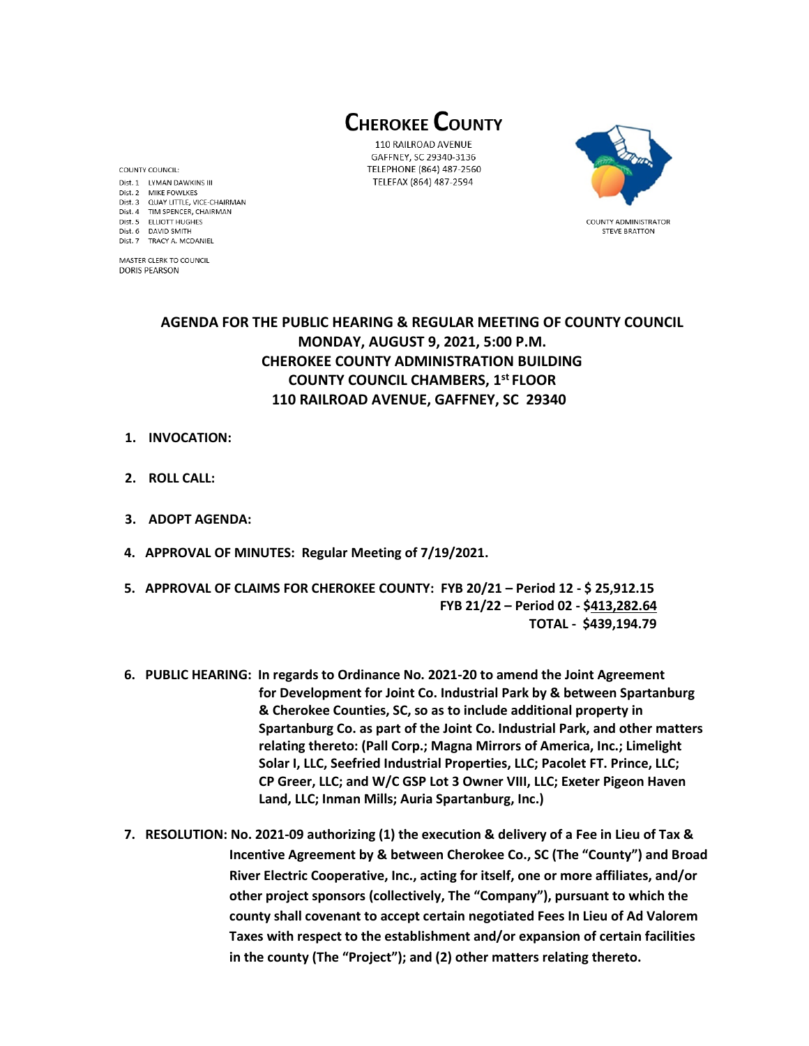# CHEROKEE COUNTY

110 RAILROAD AVENUE
GAFFNEY, SC 29340-3136
TELEPHONE (864) 487-2560
TELEFAX (864) 487-2594

COUNTY COUNCIL:
Dist. 1 LYMAN DAWKINS III
Dist. 2 MIKE FOWLKES
Dist. 3 QUAY LITTLE, VICE-CHAIRMAN
Dist. 4 TIM SPENCER, CHAIRMAN
Dist. 5 ELLIOTT HUGHES
Dist. 6 DAVID SMITH
Dist. 7 TRACY A. MCDANIEL

MASTER CLERK TO COUNCIL
DORIS PEARSON

COUNTY ADMINISTRATOR
STEVE BRATTON

## AGENDA FOR THE PUBLIC HEARING & REGULAR MEETING OF COUNTY COUNCIL
## MONDAY, AUGUST 9, 2021, 5:00 P.M.
## CHEROKEE COUNTY ADMINISTRATION BUILDING
## COUNTY COUNCIL CHAMBERS, 1st FLOOR
## 110 RAILROAD AVENUE, GAFFNEY, SC 29340

1. **INVOCATION:**

2. **ROLL CALL:**

3. **ADOPT AGENDA:**

4. **APPROVAL OF MINUTES: Regular Meeting of 7/19/2021.**

5. **APPROVAL OF CLAIMS FOR CHEROKEE COUNTY: FYB 20/21 – Period 12 - $ 25,912.15**
   **FYB 21/22 – Period 02 - $413,282.64**
   **TOTAL - $439,194.79**

6. **PUBLIC HEARING: In regards to Ordinance No. 2021-20 to amend the Joint Agreement for Development for Joint Co. Industrial Park by & between Spartanburg & Cherokee Counties, SC, so as to include additional property in Spartanburg Co. as part of the Joint Co. Industrial Park, and other matters relating thereto: (Pall Corp.; Magna Mirrors of America, Inc.; Limelight Solar I, LLC, Seefried Industrial Properties, LLC; Pacolet FT. Prince, LLC; CP Greer, LLC; and W/C GSP Lot 3 Owner VIII, LLC; Exeter Pigeon Haven Land, LLC; Inman Mills; Auria Spartanburg, Inc.)**

7. **RESOLUTION: No. 2021-09 authorizing (1) the execution & delivery of a Fee in Lieu of Tax & Incentive Agreement by & between Cherokee Co., SC (The "County") and Broad River Electric Cooperative, Inc., acting for itself, one or more affiliates, and/or other project sponsors (collectively, The "Company"), pursuant to which the county shall covenant to accept certain negotiated Fees In Lieu of Ad Valorem Taxes with respect to the establishment and/or expansion of certain facilities in the county (The "Project"); and (2) other matters relating thereto.**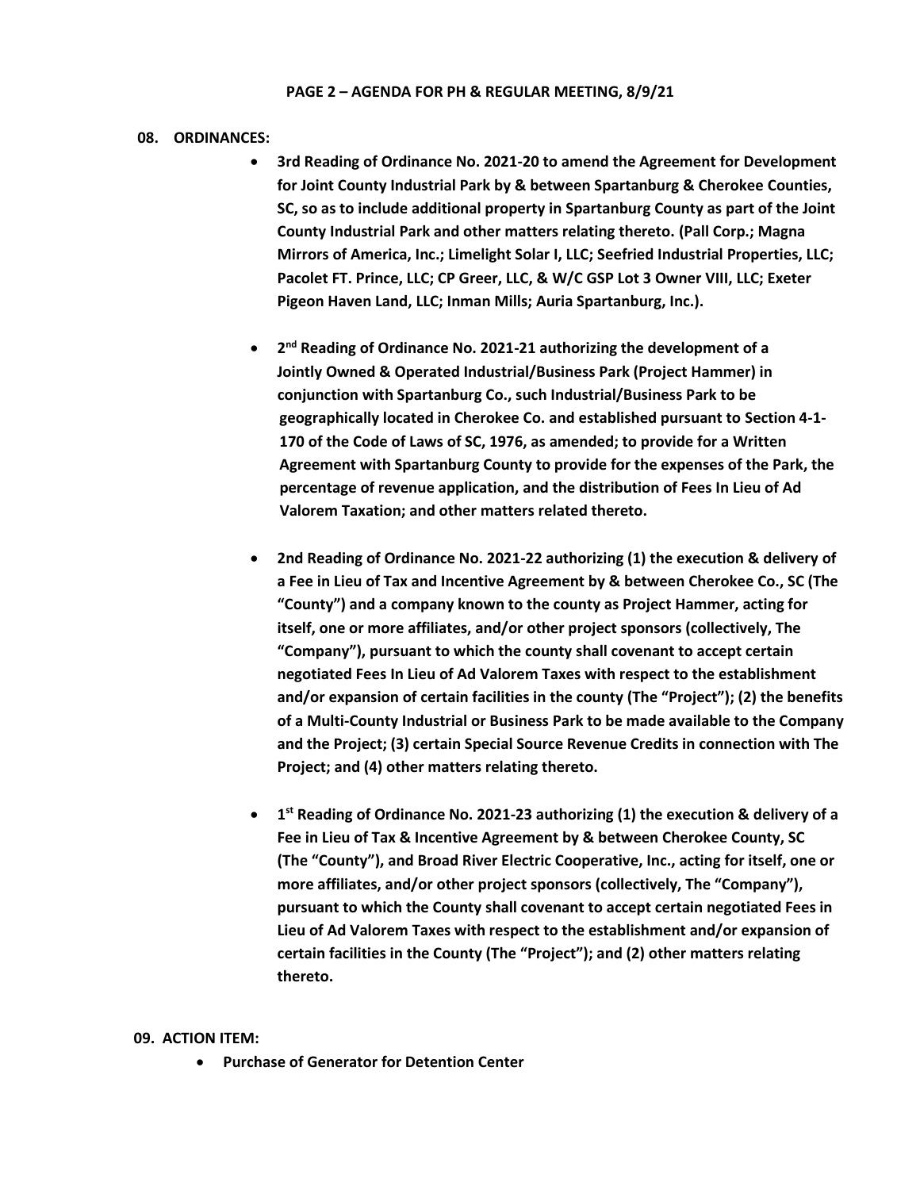## 08. ORDINANCES:

- **3rd Reading of Ordinance No. 2021-20 to amend the Agreement for Development for Joint County Industrial Park by & between Spartanburg & Cherokee Counties, SC, so as to include additional property in Spartanburg County as part of the Joint County Industrial Park and other matters relating thereto. (Pall Corp.; Magna Mirrors of America, Inc.; Limelight Solar I, LLC; Seefried Industrial Properties, LLC; Pacolet FT. Prince, LLC; CP Greer, LLC, & W/C GSP Lot 3 Owner VIII, LLC; Exeter Pigeon Haven Land, LLC; Inman Mills; Auria Spartanburg, Inc.).**

- **2nd Reading of Ordinance No. 2021-21 authorizing the development of a Jointly Owned & Operated Industrial/Business Park (Project Hammer) in conjunction with Spartanburg Co., such Industrial/Business Park to be geographically located in Cherokee Co. and established pursuant to Section 4-1-170 of the Code of Laws of SC, 1976, as amended; to provide for a Written Agreement with Spartanburg County to provide for the expenses of the Park, the percentage of revenue application, and the distribution of Fees In Lieu of Ad Valorem Taxation; and other matters related thereto.**

- **2nd Reading of Ordinance No. 2021-22 authorizing (1) the execution & delivery of a Fee in Lieu of Tax and Incentive Agreement by & between Cherokee Co., SC (The "County") and a company known to the county as Project Hammer, acting for itself, one or more affiliates, and/or other project sponsors (collectively, The "Company"), pursuant to which the county shall covenant to accept certain negotiated Fees In Lieu of Ad Valorem Taxes with respect to the establishment and/or expansion of certain facilities in the county (The "Project"); (2) the benefits of a Multi-County Industrial or Business Park to be made available to the Company and the Project; (3) certain Special Source Revenue Credits in connection with The Project; and (4) other matters relating thereto.**

- **1st Reading of Ordinance No. 2021-23 authorizing (1) the execution & delivery of a Fee in Lieu of Tax & Incentive Agreement by & between Cherokee County, SC (The "County"), and Broad River Electric Cooperative, Inc., acting for itself, one or more affiliates, and/or other project sponsors (collectively, The "Company"), pursuant to which the County shall covenant to accept certain negotiated Fees in Lieu of Ad Valorem Taxes with respect to the establishment and/or expansion of certain facilities in the County (The "Project"); and (2) other matters relating thereto.**

## 09. ACTION ITEM:

- **Purchase of Generator for Detention Center**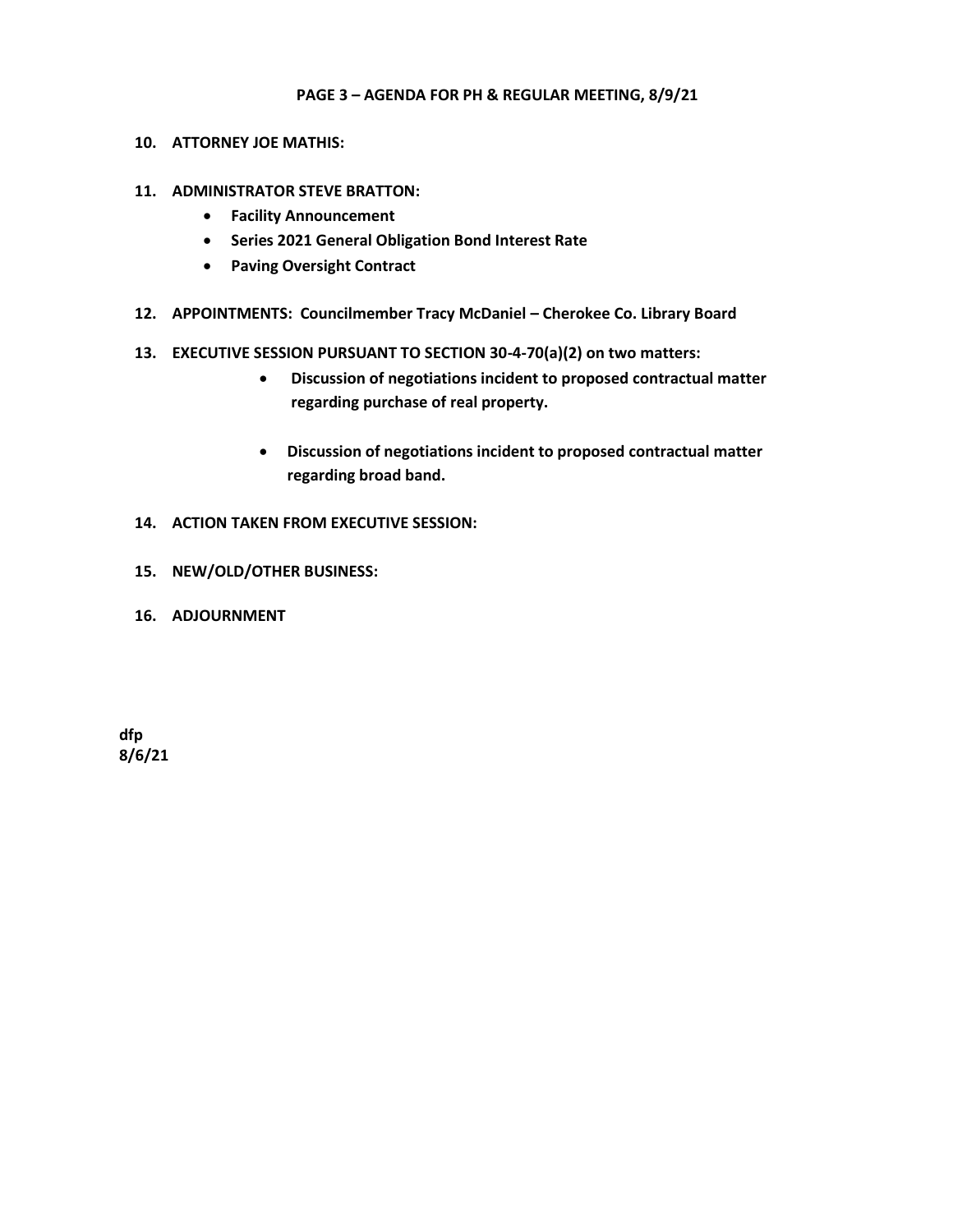10. **ATTORNEY JOE MATHIS:**

11. **ADMINISTRATOR STEVE BRATTON:**
    - **Facility Announcement**
    - **Series 2021 General Obligation Bond Interest Rate**
    - **Paving Oversight Contract**

12. **APPOINTMENTS: Councilmember Tracy McDaniel – Cherokee Co. Library Board**

13. **EXECUTIVE SESSION PURSUANT TO SECTION 30-4-70(a)(2) on two matters:**
    - **Discussion of negotiations incident to proposed contractual matter regarding purchase of real property.**
    - **Discussion of negotiations incident to proposed contractual matter regarding broad band.**

14. **ACTION TAKEN FROM EXECUTIVE SESSION:**

15. **NEW/OLD/OTHER BUSINESS:**

16. **ADJOURNMENT**

**dfp**
**8/6/21**